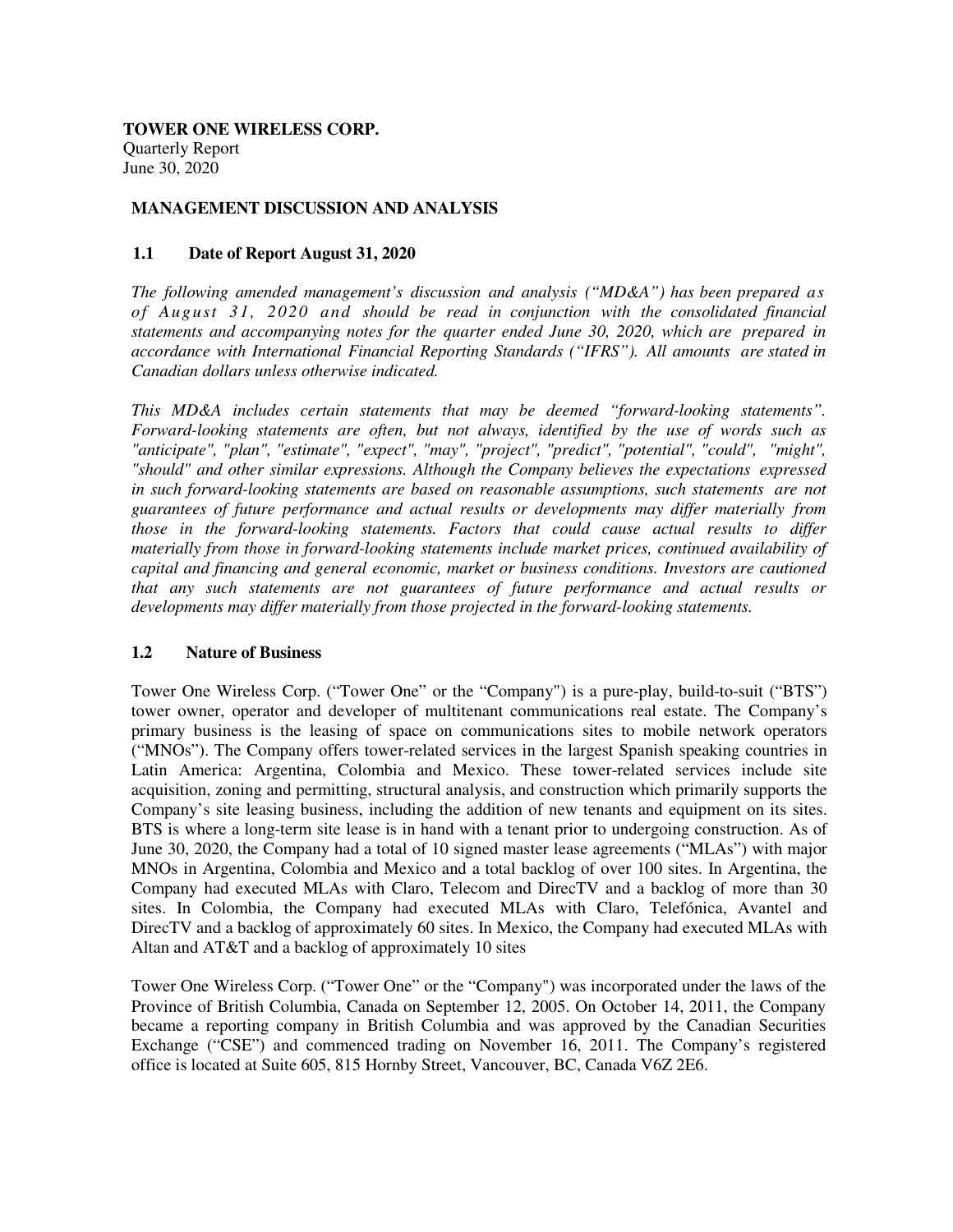**TOWER ONE WIRELESS CORP.**
Quarterly Report
June 30, 2020

## MANAGEMENT DISCUSSION AND ANALYSIS

### 1.1 Date of Report August 31, 2020

*The following amended management's discussion and analysis ("MD&A") has been prepared as of August 31, 2020 and should be read in conjunction with the consolidated financial statements and accompanying notes for the quarter ended June 30, 2020, which are prepared in accordance with International Financial Reporting Standards ("IFRS"). All amounts are stated in Canadian dollars unless otherwise indicated.*

*This MD&A includes certain statements that may be deemed "forward-looking statements". Forward-looking statements are often, but not always, identified by the use of words such as "anticipate", "plan", "estimate", "expect", "may", "project", "predict", "potential", "could", "might", "should" and other similar expressions. Although the Company believes the expectations expressed in such forward-looking statements are based on reasonable assumptions, such statements are not guarantees of future performance and actual results or developments may differ materially from those in the forward-looking statements. Factors that could cause actual results to differ materially from those in forward-looking statements include market prices, continued availability of capital and financing and general economic, market or business conditions. Investors are cautioned that any such statements are not guarantees of future performance and actual results or developments may differ materially from those projected in the forward-looking statements.*

### 1.2 Nature of Business

Tower One Wireless Corp. ("Tower One" or the "Company") is a pure-play, build-to-suit ("BTS") tower owner, operator and developer of multitenant communications real estate. The Company's primary business is the leasing of space on communications sites to mobile network operators ("MNOs"). The Company offers tower-related services in the largest Spanish speaking countries in Latin America: Argentina, Colombia and Mexico. These tower-related services include site acquisition, zoning and permitting, structural analysis, and construction which primarily supports the Company's site leasing business, including the addition of new tenants and equipment on its sites. BTS is where a long-term site lease is in hand with a tenant prior to undergoing construction. As of June 30, 2020, the Company had a total of 10 signed master lease agreements ("MLAs") with major MNOs in Argentina, Colombia and Mexico and a total backlog of over 100 sites. In Argentina, the Company had executed MLAs with Claro, Telecom and DirecTV and a backlog of more than 30 sites. In Colombia, the Company had executed MLAs with Claro, Telefónica, Avantel and DirecTV and a backlog of approximately 60 sites. In Mexico, the Company had executed MLAs with Altan and AT&T and a backlog of approximately 10 sites

Tower One Wireless Corp. ("Tower One" or the "Company") was incorporated under the laws of the Province of British Columbia, Canada on September 12, 2005. On October 14, 2011, the Company became a reporting company in British Columbia and was approved by the Canadian Securities Exchange ("CSE") and commenced trading on November 16, 2011. The Company's registered office is located at Suite 605, 815 Hornby Street, Vancouver, BC, Canada V6Z 2E6.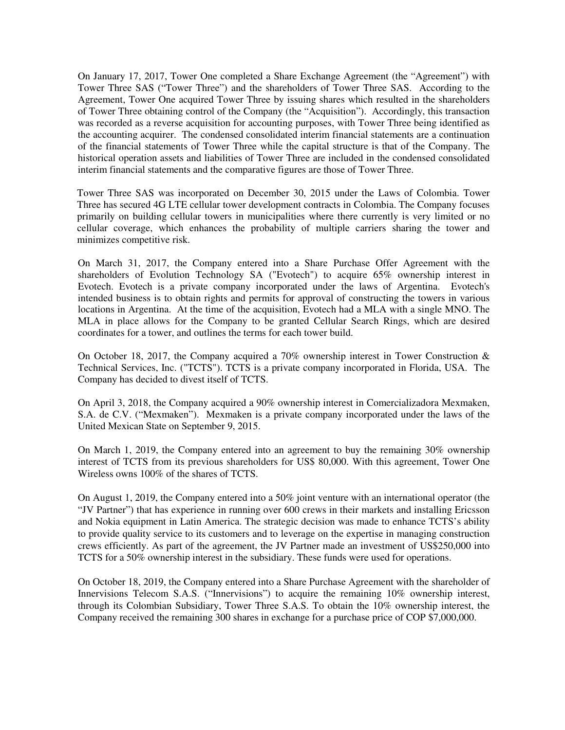On January 17, 2017, Tower One completed a Share Exchange Agreement (the "Agreement") with Tower Three SAS ("Tower Three") and the shareholders of Tower Three SAS. According to the Agreement, Tower One acquired Tower Three by issuing shares which resulted in the shareholders of Tower Three obtaining control of the Company (the "Acquisition"). Accordingly, this transaction was recorded as a reverse acquisition for accounting purposes, with Tower Three being identified as the accounting acquirer. The condensed consolidated interim financial statements are a continuation of the financial statements of Tower Three while the capital structure is that of the Company. The historical operation assets and liabilities of Tower Three are included in the condensed consolidated interim financial statements and the comparative figures are those of Tower Three.

Tower Three SAS was incorporated on December 30, 2015 under the Laws of Colombia. Tower Three has secured 4G LTE cellular tower development contracts in Colombia. The Company focuses primarily on building cellular towers in municipalities where there currently is very limited or no cellular coverage, which enhances the probability of multiple carriers sharing the tower and minimizes competitive risk.

On March 31, 2017, the Company entered into a Share Purchase Offer Agreement with the shareholders of Evolution Technology SA ("Evotech") to acquire 65% ownership interest in Evotech. Evotech is a private company incorporated under the laws of Argentina. Evotech's intended business is to obtain rights and permits for approval of constructing the towers in various locations in Argentina. At the time of the acquisition, Evotech had a MLA with a single MNO. The MLA in place allows for the Company to be granted Cellular Search Rings, which are desired coordinates for a tower, and outlines the terms for each tower build.

On October 18, 2017, the Company acquired a 70% ownership interest in Tower Construction & Technical Services, Inc. ("TCTS"). TCTS is a private company incorporated in Florida, USA. The Company has decided to divest itself of TCTS.

On April 3, 2018, the Company acquired a 90% ownership interest in Comercializadora Mexmaken, S.A. de C.V. ("Mexmaken"). Mexmaken is a private company incorporated under the laws of the United Mexican State on September 9, 2015.

On March 1, 2019, the Company entered into an agreement to buy the remaining 30% ownership interest of TCTS from its previous shareholders for US$ 80,000. With this agreement, Tower One Wireless owns 100% of the shares of TCTS.

On August 1, 2019, the Company entered into a 50% joint venture with an international operator (the "JV Partner") that has experience in running over 600 crews in their markets and installing Ericsson and Nokia equipment in Latin America. The strategic decision was made to enhance TCTS's ability to provide quality service to its customers and to leverage on the expertise in managing construction crews efficiently. As part of the agreement, the JV Partner made an investment of US$250,000 into TCTS for a 50% ownership interest in the subsidiary. These funds were used for operations.

On October 18, 2019, the Company entered into a Share Purchase Agreement with the shareholder of Innervisions Telecom S.A.S. ("Innervisions") to acquire the remaining 10% ownership interest, through its Colombian Subsidiary, Tower Three S.A.S. To obtain the 10% ownership interest, the Company received the remaining 300 shares in exchange for a purchase price of COP $7,000,000.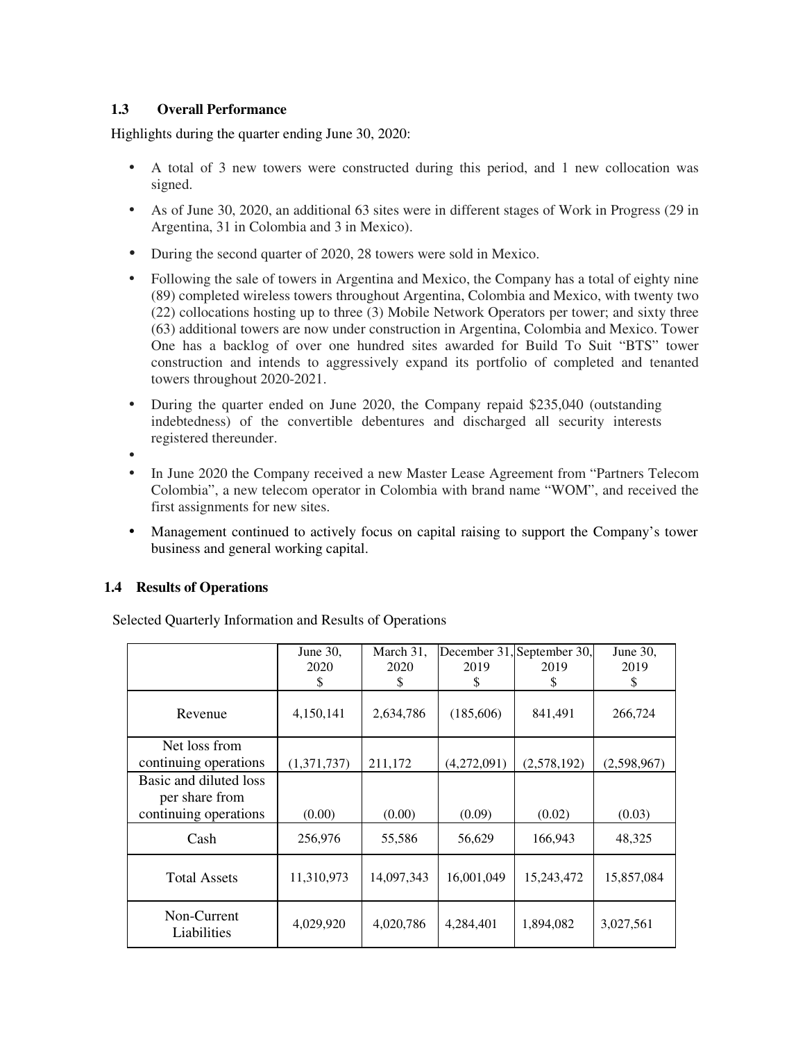### 1.3 Overall Performance

Highlights during the quarter ending June 30, 2020:

- A total of 3 new towers were constructed during this period, and 1 new collocation was signed.
- As of June 30, 2020, an additional 63 sites were in different stages of Work in Progress (29 in Argentina, 31 in Colombia and 3 in Mexico).
- During the second quarter of 2020, 28 towers were sold in Mexico.
- Following the sale of towers in Argentina and Mexico, the Company has a total of eighty nine (89) completed wireless towers throughout Argentina, Colombia and Mexico, with twenty two (22) collocations hosting up to three (3) Mobile Network Operators per tower; and sixty three (63) additional towers are now under construction in Argentina, Colombia and Mexico. Tower One has a backlog of over one hundred sites awarded for Build To Suit "BTS" tower construction and intends to aggressively expand its portfolio of completed and tenanted towers throughout 2020-2021.
- During the quarter ended on June 2020, the Company repaid $235,040 (outstanding indebtedness) of the convertible debentures and discharged all security interests registered thereunder.
- 
- In June 2020 the Company received a new Master Lease Agreement from "Partners Telecom Colombia", a new telecom operator in Colombia with brand name "WOM", and received the first assignments for new sites.
- Management continued to actively focus on capital raising to support the Company's tower business and general working capital.

### 1.4 Results of Operations

Selected Quarterly Information and Results of Operations

| | June 30, 2020 $ | March 31, 2020 $ | December 31, 2019 $ | September 30, 2019 $ | June 30, 2019 $ |
|---|---|---|---|---|---|
| Revenue | 4,150,141 | 2,634,786 | (185,606) | 841,491 | 266,724 |
| Net loss from continuing operations | (1,371,737) | 211,172 | (4,272,091) | (2,578,192) | (2,598,967) |
| Basic and diluted loss per share from continuing operations | (0.00) | (0.00) | (0.09) | (0.02) | (0.03) |
| Cash | 256,976 | 55,586 | 56,629 | 166,943 | 48,325 |
| Total Assets | 11,310,973 | 14,097,343 | 16,001,049 | 15,243,472 | 15,857,084 |
| Non-Current Liabilities | 4,029,920 | 4,020,786 | 4,284,401 | 1,894,082 | 3,027,561 |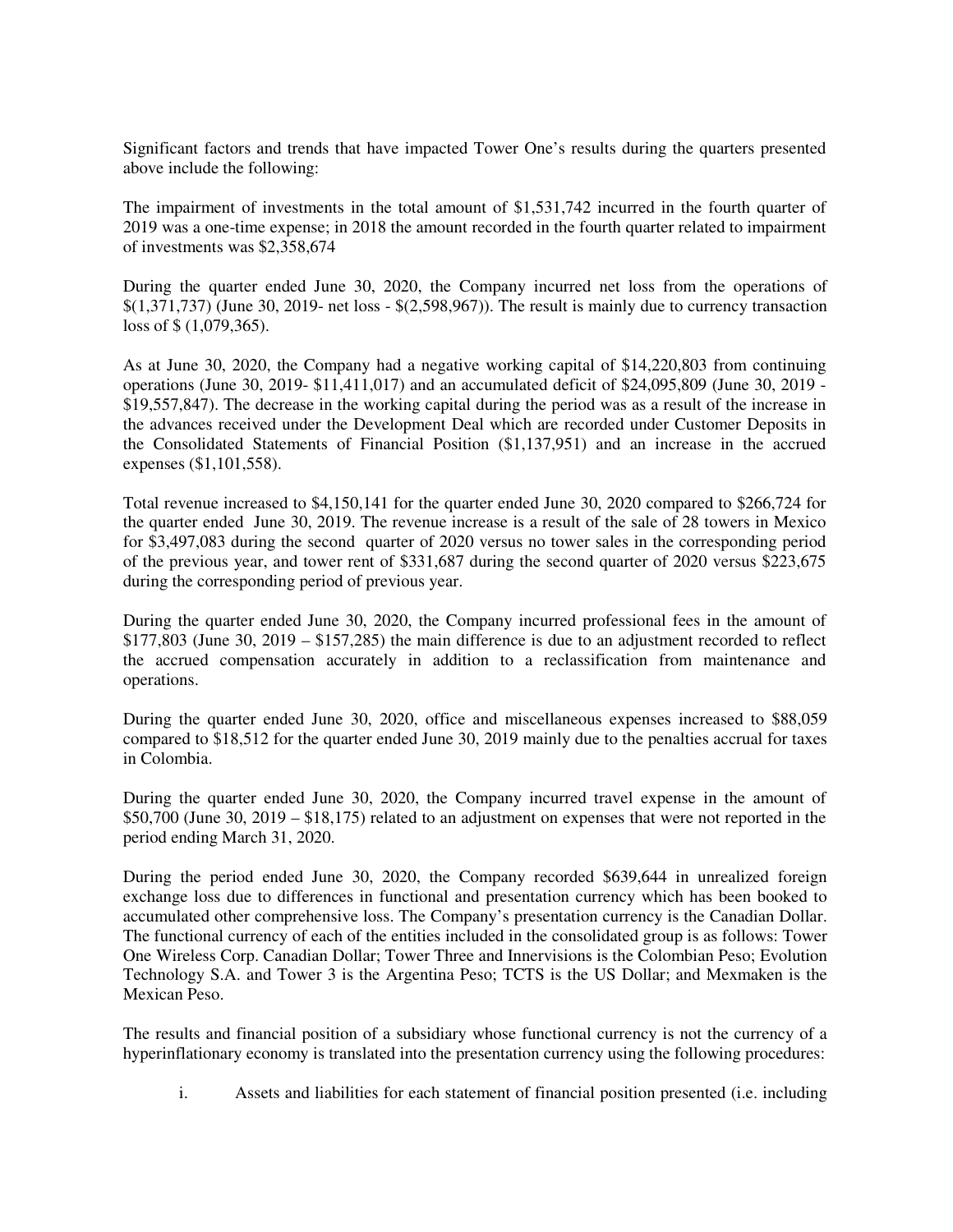Significant factors and trends that have impacted Tower One's results during the quarters presented above include the following:

The impairment of investments in the total amount of $1,531,742 incurred in the fourth quarter of 2019 was a one-time expense; in 2018 the amount recorded in the fourth quarter related to impairment of investments was $2,358,674

During the quarter ended June 30, 2020, the Company incurred net loss from the operations of $(1,371,737) (June 30, 2019- net loss - $(2,598,967)). The result is mainly due to currency transaction loss of $ (1,079,365).

As at June 30, 2020, the Company had a negative working capital of $14,220,803 from continuing operations (June 30, 2019- $11,411,017) and an accumulated deficit of $24,095,809 (June 30, 2019 - $19,557,847). The decrease in the working capital during the period was as a result of the increase in the advances received under the Development Deal which are recorded under Customer Deposits in the Consolidated Statements of Financial Position ($1,137,951) and an increase in the accrued expenses ($1,101,558).

Total revenue increased to $4,150,141 for the quarter ended June 30, 2020 compared to $266,724 for the quarter ended June 30, 2019. The revenue increase is a result of the sale of 28 towers in Mexico for $3,497,083 during the second quarter of 2020 versus no tower sales in the corresponding period of the previous year, and tower rent of $331,687 during the second quarter of 2020 versus $223,675 during the corresponding period of previous year.

During the quarter ended June 30, 2020, the Company incurred professional fees in the amount of $177,803 (June 30, 2019 – $157,285) the main difference is due to an adjustment recorded to reflect the accrued compensation accurately in addition to a reclassification from maintenance and operations.

During the quarter ended June 30, 2020, office and miscellaneous expenses increased to $88,059 compared to $18,512 for the quarter ended June 30, 2019 mainly due to the penalties accrual for taxes in Colombia.

During the quarter ended June 30, 2020, the Company incurred travel expense in the amount of $50,700 (June 30, 2019 – $18,175) related to an adjustment on expenses that were not reported in the period ending March 31, 2020.

During the period ended June 30, 2020, the Company recorded $639,644 in unrealized foreign exchange loss due to differences in functional and presentation currency which has been booked to accumulated other comprehensive loss. The Company's presentation currency is the Canadian Dollar. The functional currency of each of the entities included in the consolidated group is as follows: Tower One Wireless Corp. Canadian Dollar; Tower Three and Innervisions is the Colombian Peso; Evolution Technology S.A. and Tower 3 is the Argentina Peso; TCTS is the US Dollar; and Mexmaken is the Mexican Peso.

The results and financial position of a subsidiary whose functional currency is not the currency of a hyperinflationary economy is translated into the presentation currency using the following procedures:

i. Assets and liabilities for each statement of financial position presented (i.e. including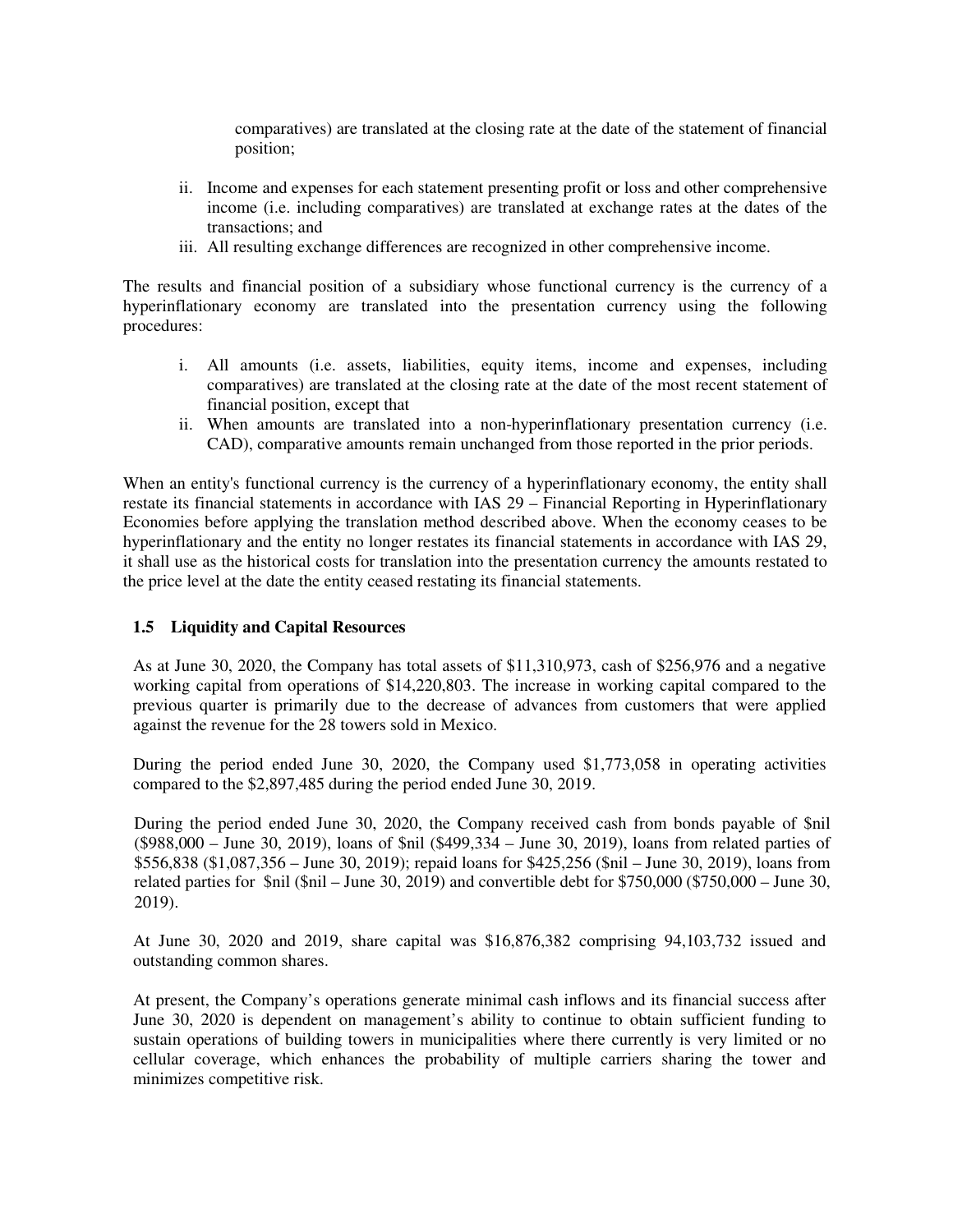comparatives) are translated at the closing rate at the date of the statement of financial position;

ii. Income and expenses for each statement presenting profit or loss and other comprehensive income (i.e. including comparatives) are translated at exchange rates at the dates of the transactions; and
iii. All resulting exchange differences are recognized in other comprehensive income.

The results and financial position of a subsidiary whose functional currency is the currency of a hyperinflationary economy are translated into the presentation currency using the following procedures:

i. All amounts (i.e. assets, liabilities, equity items, income and expenses, including comparatives) are translated at the closing rate at the date of the most recent statement of financial position, except that
ii. When amounts are translated into a non-hyperinflationary presentation currency (i.e. CAD), comparative amounts remain unchanged from those reported in the prior periods.

When an entity's functional currency is the currency of a hyperinflationary economy, the entity shall restate its financial statements in accordance with IAS 29 – Financial Reporting in Hyperinflationary Economies before applying the translation method described above. When the economy ceases to be hyperinflationary and the entity no longer restates its financial statements in accordance with IAS 29, it shall use as the historical costs for translation into the presentation currency the amounts restated to the price level at the date the entity ceased restating its financial statements.

### 1.5 Liquidity and Capital Resources

As at June 30, 2020, the Company has total assets of $11,310,973, cash of $256,976 and a negative working capital from operations of $14,220,803. The increase in working capital compared to the previous quarter is primarily due to the decrease of advances from customers that were applied against the revenue for the 28 towers sold in Mexico.

During the period ended June 30, 2020, the Company used $1,773,058 in operating activities compared to the $2,897,485 during the period ended June 30, 2019.

During the period ended June 30, 2020, the Company received cash from bonds payable of $nil ($988,000 – June 30, 2019), loans of $nil ($499,334 – June 30, 2019), loans from related parties of $556,838 ($1,087,356 – June 30, 2019); repaid loans for $425,256 ($nil – June 30, 2019), loans from related parties for $nil ($nil – June 30, 2019) and convertible debt for $750,000 ($750,000 – June 30, 2019).

At June 30, 2020 and 2019, share capital was $16,876,382 comprising 94,103,732 issued and outstanding common shares.

At present, the Company's operations generate minimal cash inflows and its financial success after June 30, 2020 is dependent on management's ability to continue to obtain sufficient funding to sustain operations of building towers in municipalities where there currently is very limited or no cellular coverage, which enhances the probability of multiple carriers sharing the tower and minimizes competitive risk.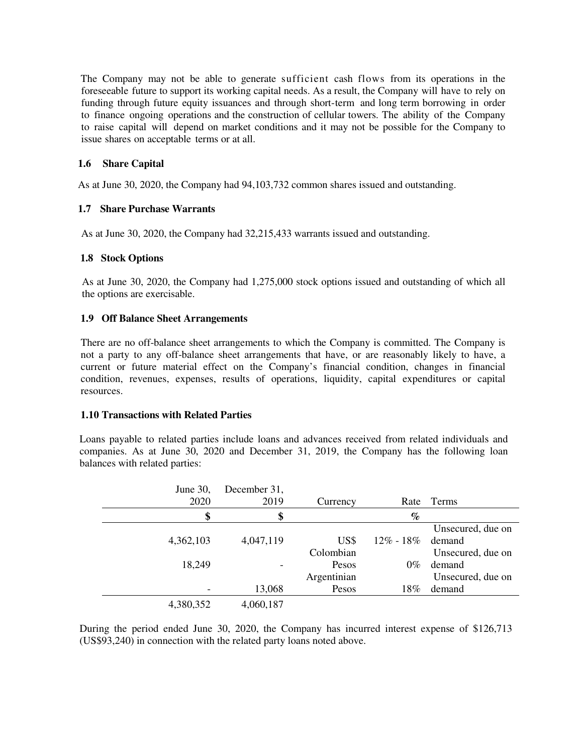The Company may not be able to generate sufficient cash flows from its operations in the foreseeable future to support its working capital needs. As a result, the Company will have to rely on funding through future equity issuances and through short-term and long term borrowing in order to finance ongoing operations and the construction of cellular towers. The ability of the Company to raise capital will depend on market conditions and it may not be possible for the Company to issue shares on acceptable terms or at all.

### 1.6 Share Capital

As at June 30, 2020, the Company had 94,103,732 common shares issued and outstanding.

### 1.7 Share Purchase Warrants

As at June 30, 2020, the Company had 32,215,433 warrants issued and outstanding.

### 1.8 Stock Options

As at June 30, 2020, the Company had 1,275,000 stock options issued and outstanding of which all the options are exercisable.

### 1.9 Off Balance Sheet Arrangements

There are no off-balance sheet arrangements to which the Company is committed. The Company is not a party to any off-balance sheet arrangements that have, or are reasonably likely to have, a current or future material effect on the Company's financial condition, changes in financial condition, revenues, expenses, results of operations, liquidity, capital expenditures or capital resources.

### 1.10 Transactions with Related Parties

Loans payable to related parties include loans and advances received from related individuals and companies. As at June 30, 2020 and December 31, 2019, the Company has the following loan balances with related parties:

| June 30, 2020 | December 31, 2019 | Currency | Rate | Terms |
|---|---|---|---|---|
| $ | $ | | % | |
| 4,362,103 | 4,047,119 | US$ | 12% - 18% | Unsecured, due on demand |
| 18,249 | - | Colombian Pesos | 0% | Unsecured, due on demand |
| - | 13,068 | Argentinian Pesos | 18% | Unsecured, due on demand |
| 4,380,352 | 4,060,187 | | | |

During the period ended June 30, 2020, the Company has incurred interest expense of $126,713 (US$93,240) in connection with the related party loans noted above.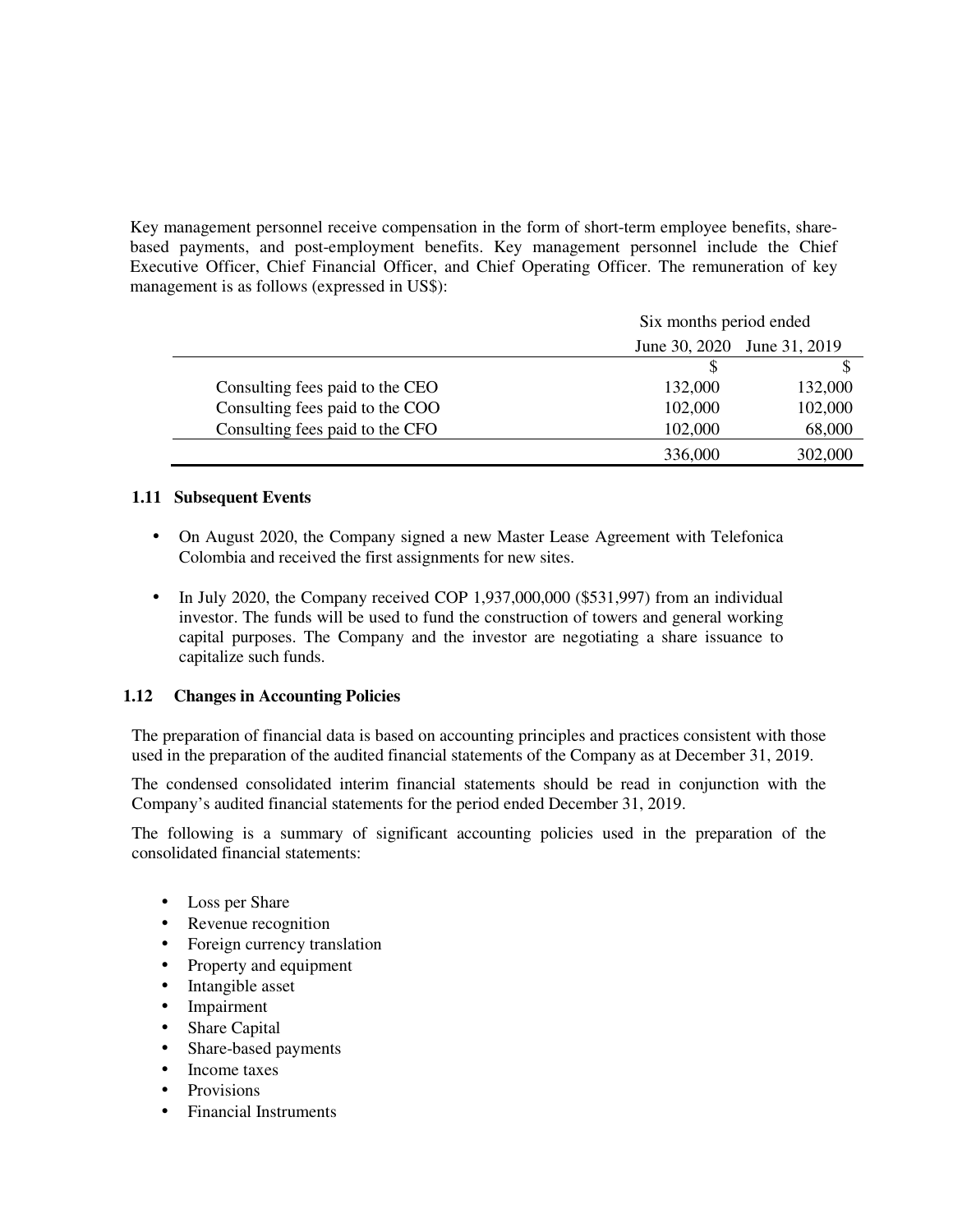Key management personnel receive compensation in the form of short-term employee benefits, share-based payments, and post-employment benefits. Key management personnel include the Chief Executive Officer, Chief Financial Officer, and Chief Operating Officer. The remuneration of key management is as follows (expressed in US$):

| | Six months period ended | |
|---|---|---|
| | June 30, 2020 | June 31, 2019 |
| | $ | $ |
| Consulting fees paid to the CEO | 132,000 | 132,000 |
| Consulting fees paid to the COO | 102,000 | 102,000 |
| Consulting fees paid to the CFO | 102,000 | 68,000 |
| | 336,000 | 302,000 |

### 1.11 Subsequent Events

- On August 2020, the Company signed a new Master Lease Agreement with Telefonica Colombia and received the first assignments for new sites.
- In July 2020, the Company received COP 1,937,000,000 ($531,997) from an individual investor. The funds will be used to fund the construction of towers and general working capital purposes. The Company and the investor are negotiating a share issuance to capitalize such funds.

### 1.12 Changes in Accounting Policies

The preparation of financial data is based on accounting principles and practices consistent with those used in the preparation of the audited financial statements of the Company as at December 31, 2019.

The condensed consolidated interim financial statements should be read in conjunction with the Company's audited financial statements for the period ended December 31, 2019.

The following is a summary of significant accounting policies used in the preparation of the consolidated financial statements:

- Loss per Share
- Revenue recognition
- Foreign currency translation
- Property and equipment
- Intangible asset
- Impairment
- Share Capital
- Share-based payments
- Income taxes
- Provisions
- Financial Instruments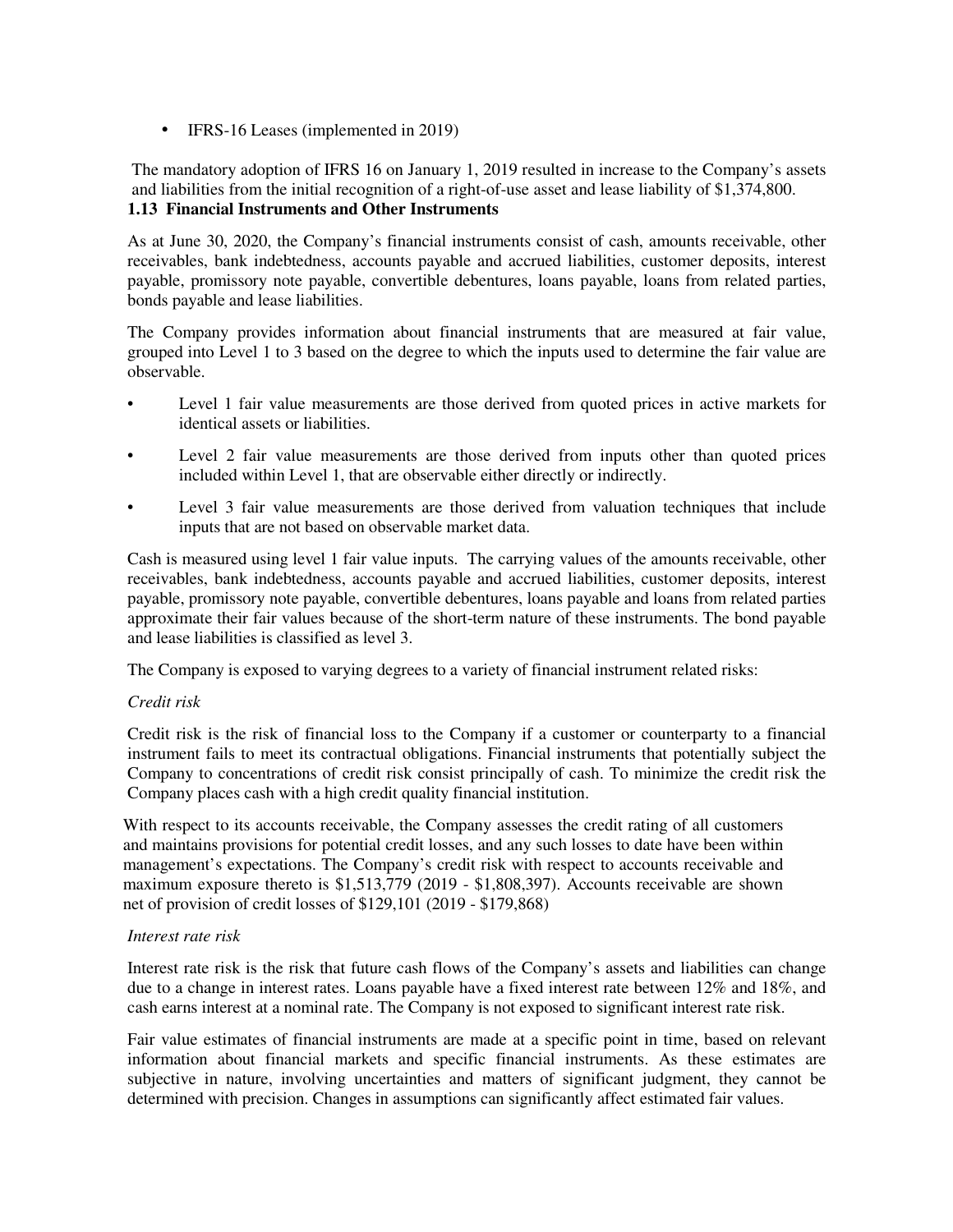- IFRS-16 Leases (implemented in 2019)

The mandatory adoption of IFRS 16 on January 1, 2019 resulted in increase to the Company's assets and liabilities from the initial recognition of a right-of-use asset and lease liability of $1,374,800.

### 1.13 Financial Instruments and Other Instruments

As at June 30, 2020, the Company's financial instruments consist of cash, amounts receivable, other receivables, bank indebtedness, accounts payable and accrued liabilities, customer deposits, interest payable, promissory note payable, convertible debentures, loans payable, loans from related parties, bonds payable and lease liabilities.

The Company provides information about financial instruments that are measured at fair value, grouped into Level 1 to 3 based on the degree to which the inputs used to determine the fair value are observable.

- Level 1 fair value measurements are those derived from quoted prices in active markets for identical assets or liabilities.
- Level 2 fair value measurements are those derived from inputs other than quoted prices included within Level 1, that are observable either directly or indirectly.
- Level 3 fair value measurements are those derived from valuation techniques that include inputs that are not based on observable market data.

Cash is measured using level 1 fair value inputs. The carrying values of the amounts receivable, other receivables, bank indebtedness, accounts payable and accrued liabilities, customer deposits, interest payable, promissory note payable, convertible debentures, loans payable and loans from related parties approximate their fair values because of the short-term nature of these instruments. The bond payable and lease liabilities is classified as level 3.

The Company is exposed to varying degrees to a variety of financial instrument related risks:

*Credit risk*

Credit risk is the risk of financial loss to the Company if a customer or counterparty to a financial instrument fails to meet its contractual obligations. Financial instruments that potentially subject the Company to concentrations of credit risk consist principally of cash. To minimize the credit risk the Company places cash with a high credit quality financial institution.

With respect to its accounts receivable, the Company assesses the credit rating of all customers and maintains provisions for potential credit losses, and any such losses to date have been within management's expectations. The Company's credit risk with respect to accounts receivable and maximum exposure thereto is $1,513,779 (2019 - $1,808,397). Accounts receivable are shown net of provision of credit losses of $129,101 (2019 - $179,868)

*Interest rate risk*

Interest rate risk is the risk that future cash flows of the Company's assets and liabilities can change due to a change in interest rates. Loans payable have a fixed interest rate between 12% and 18%, and cash earns interest at a nominal rate. The Company is not exposed to significant interest rate risk.

Fair value estimates of financial instruments are made at a specific point in time, based on relevant information about financial markets and specific financial instruments. As these estimates are subjective in nature, involving uncertainties and matters of significant judgment, they cannot be determined with precision. Changes in assumptions can significantly affect estimated fair values.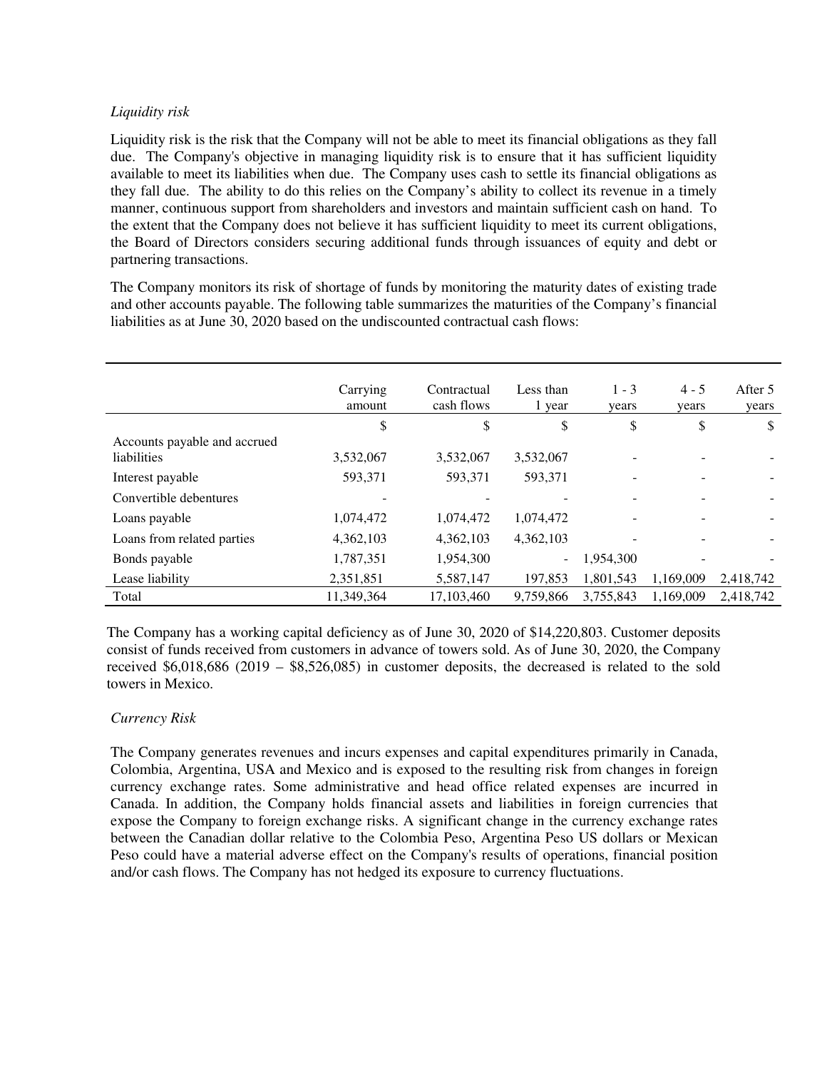*Liquidity risk*

Liquidity risk is the risk that the Company will not be able to meet its financial obligations as they fall due. The Company's objective in managing liquidity risk is to ensure that it has sufficient liquidity available to meet its liabilities when due. The Company uses cash to settle its financial obligations as they fall due. The ability to do this relies on the Company's ability to collect its revenue in a timely manner, continuous support from shareholders and investors and maintain sufficient cash on hand. To the extent that the Company does not believe it has sufficient liquidity to meet its current obligations, the Board of Directors considers securing additional funds through issuances of equity and debt or partnering transactions.

The Company monitors its risk of shortage of funds by monitoring the maturity dates of existing trade and other accounts payable. The following table summarizes the maturities of the Company's financial liabilities as at June 30, 2020 based on the undiscounted contractual cash flows:

| | Carrying amount | Contractual cash flows | Less than 1 year | 1 - 3 years | 4 - 5 years | After 5 years |
|---|---|---|---|---|---|---|
| | $ | $ | $ | $ | $ | $ |
| Accounts payable and accrued liabilities | 3,532,067 | 3,532,067 | 3,532,067 | - | - | - |
| Interest payable | 593,371 | 593,371 | 593,371 | - | - | - |
| Convertible debentures | - | - | - | - | - | - |
| Loans payable | 1,074,472 | 1,074,472 | 1,074,472 | - | - | - |
| Loans from related parties | 4,362,103 | 4,362,103 | 4,362,103 | - | - | - |
| Bonds payable | 1,787,351 | 1,954,300 | - | 1,954,300 | - | - |
| Lease liability | 2,351,851 | 5,587,147 | 197,853 | 1,801,543 | 1,169,009 | 2,418,742 |
| Total | 11,349,364 | 17,103,460 | 9,759,866 | 3,755,843 | 1,169,009 | 2,418,742 |

The Company has a working capital deficiency as of June 30, 2020 of $14,220,803. Customer deposits consist of funds received from customers in advance of towers sold. As of June 30, 2020, the Company received $6,018,686 (2019 – $8,526,085) in customer deposits, the decreased is related to the sold towers in Mexico.

*Currency Risk*

The Company generates revenues and incurs expenses and capital expenditures primarily in Canada, Colombia, Argentina, USA and Mexico and is exposed to the resulting risk from changes in foreign currency exchange rates. Some administrative and head office related expenses are incurred in Canada. In addition, the Company holds financial assets and liabilities in foreign currencies that expose the Company to foreign exchange risks. A significant change in the currency exchange rates between the Canadian dollar relative to the Colombia Peso, Argentina Peso US dollars or Mexican Peso could have a material adverse effect on the Company's results of operations, financial position and/or cash flows. The Company has not hedged its exposure to currency fluctuations.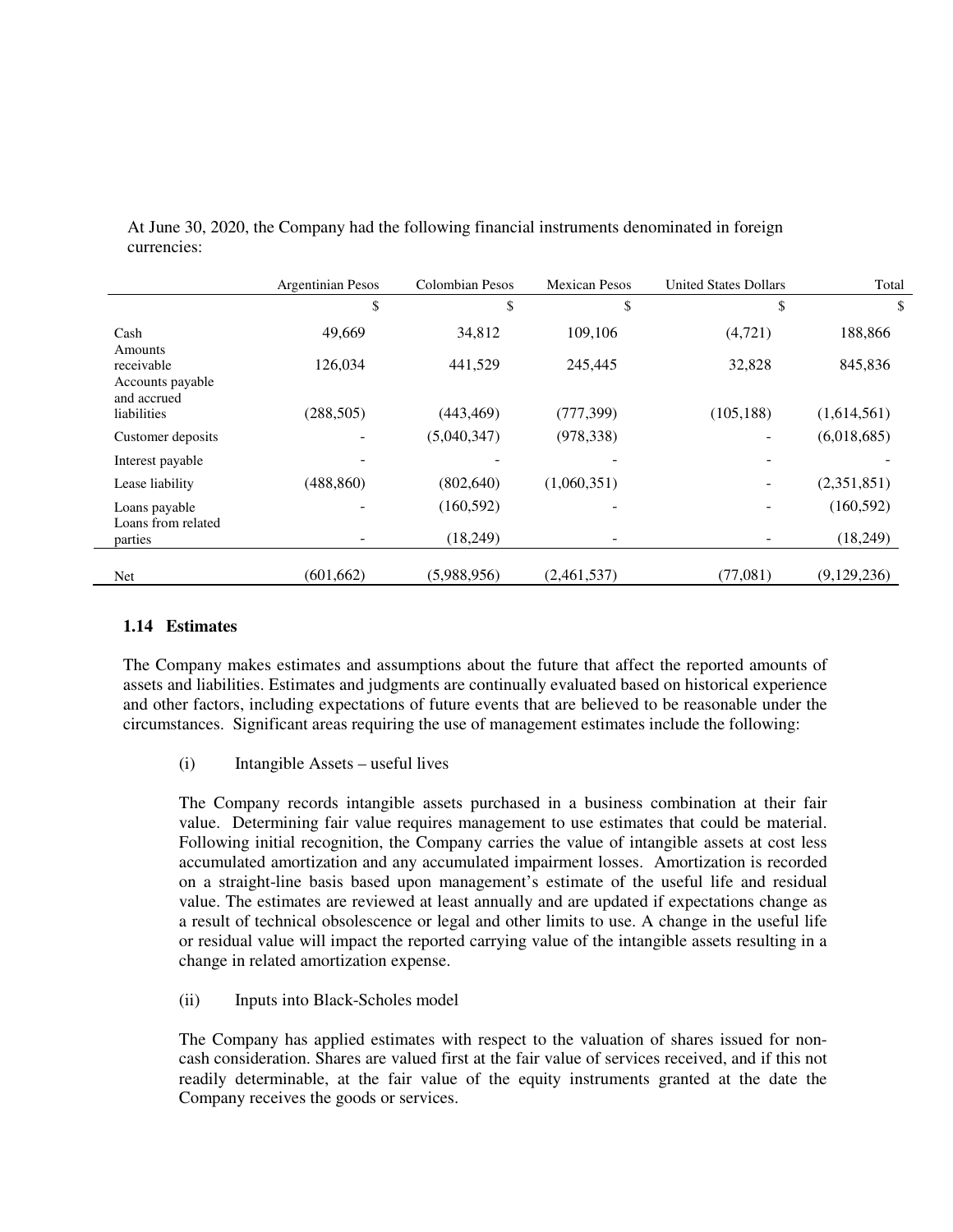At June 30, 2020, the Company had the following financial instruments denominated in foreign currencies:

| | Argentinian Pesos | Colombian Pesos | Mexican Pesos | United States Dollars | Total |
|---|---|---|---|---|---|
| | $ | $ | $ | $ | $ |
| Cash | 49,669 | 34,812 | 109,106 | (4,721) | 188,866 |
| Amounts receivable | 126,034 | 441,529 | 245,445 | 32,828 | 845,836 |
| Accounts payable and accrued liabilities | (288,505) | (443,469) | (777,399) | (105,188) | (1,614,561) |
| Customer deposits | - | (5,040,347) | (978,338) | - | (6,018,685) |
| Interest payable | - | - | - | - | - |
| Lease liability | (488,860) | (802,640) | (1,060,351) | - | (2,351,851) |
| Loans payable | - | (160,592) | - | - | (160,592) |
| Loans from related parties | - | (18,249) | - | - | (18,249) |
| Net | (601,662) | (5,988,956) | (2,461,537) | (77,081) | (9,129,236) |

### 1.14 Estimates

The Company makes estimates and assumptions about the future that affect the reported amounts of assets and liabilities. Estimates and judgments are continually evaluated based on historical experience and other factors, including expectations of future events that are believed to be reasonable under the circumstances. Significant areas requiring the use of management estimates include the following:

(i) Intangible Assets – useful lives

The Company records intangible assets purchased in a business combination at their fair value. Determining fair value requires management to use estimates that could be material. Following initial recognition, the Company carries the value of intangible assets at cost less accumulated amortization and any accumulated impairment losses. Amortization is recorded on a straight-line basis based upon management's estimate of the useful life and residual value. The estimates are reviewed at least annually and are updated if expectations change as a result of technical obsolescence or legal and other limits to use. A change in the useful life or residual value will impact the reported carrying value of the intangible assets resulting in a change in related amortization expense.

(ii) Inputs into Black-Scholes model

The Company has applied estimates with respect to the valuation of shares issued for non-cash consideration. Shares are valued first at the fair value of services received, and if this not readily determinable, at the fair value of the equity instruments granted at the date the Company receives the goods or services.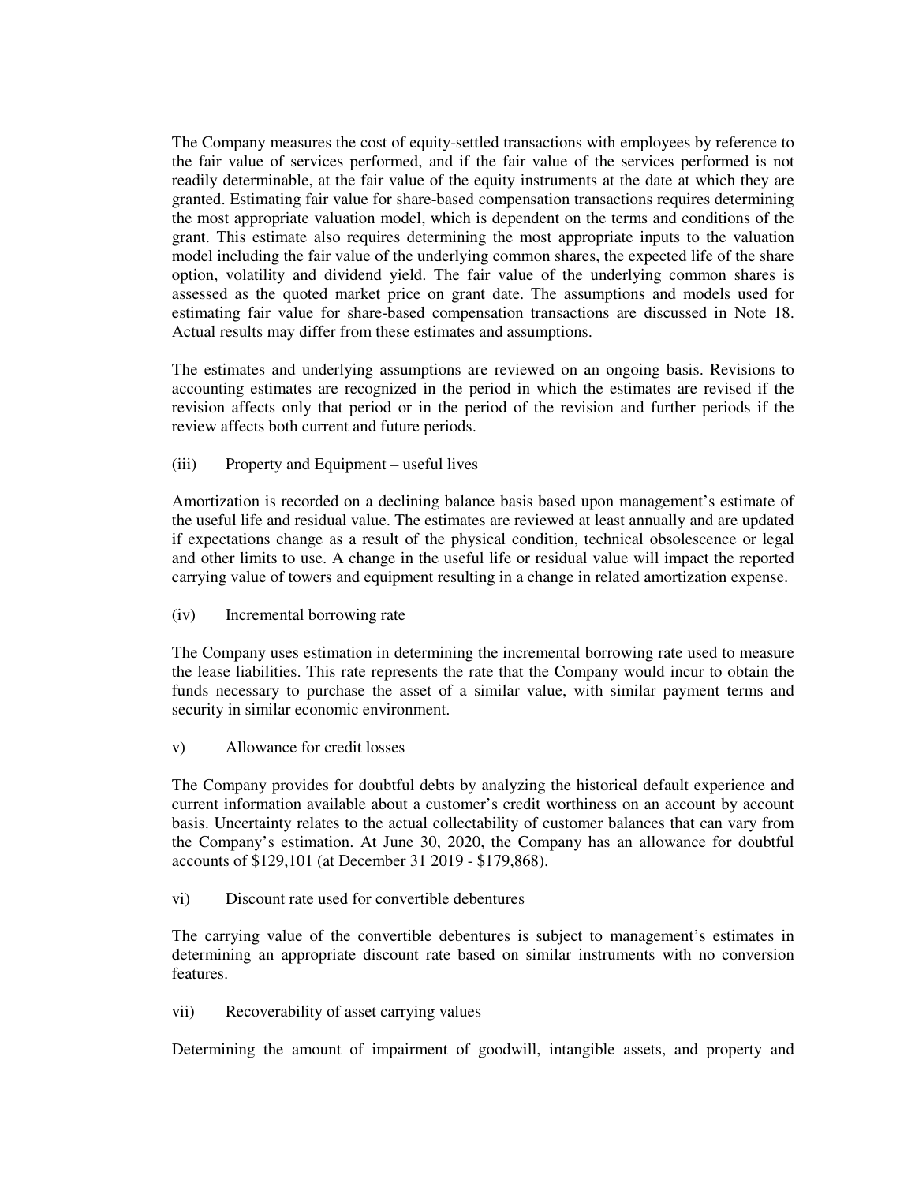The Company measures the cost of equity-settled transactions with employees by reference to the fair value of services performed, and if the fair value of the services performed is not readily determinable, at the fair value of the equity instruments at the date at which they are granted. Estimating fair value for share-based compensation transactions requires determining the most appropriate valuation model, which is dependent on the terms and conditions of the grant. This estimate also requires determining the most appropriate inputs to the valuation model including the fair value of the underlying common shares, the expected life of the share option, volatility and dividend yield. The fair value of the underlying common shares is assessed as the quoted market price on grant date. The assumptions and models used for estimating fair value for share-based compensation transactions are discussed in Note 18. Actual results may differ from these estimates and assumptions.

The estimates and underlying assumptions are reviewed on an ongoing basis. Revisions to accounting estimates are recognized in the period in which the estimates are revised if the revision affects only that period or in the period of the revision and further periods if the review affects both current and future periods.

(iii) Property and Equipment – useful lives

Amortization is recorded on a declining balance basis based upon management's estimate of the useful life and residual value. The estimates are reviewed at least annually and are updated if expectations change as a result of the physical condition, technical obsolescence or legal and other limits to use. A change in the useful life or residual value will impact the reported carrying value of towers and equipment resulting in a change in related amortization expense.

(iv) Incremental borrowing rate

The Company uses estimation in determining the incremental borrowing rate used to measure the lease liabilities. This rate represents the rate that the Company would incur to obtain the funds necessary to purchase the asset of a similar value, with similar payment terms and security in similar economic environment.

v) Allowance for credit losses

The Company provides for doubtful debts by analyzing the historical default experience and current information available about a customer's credit worthiness on an account by account basis. Uncertainty relates to the actual collectability of customer balances that can vary from the Company's estimation. At June 30, 2020, the Company has an allowance for doubtful accounts of $129,101 (at December 31 2019 - $179,868).

vi) Discount rate used for convertible debentures

The carrying value of the convertible debentures is subject to management's estimates in determining an appropriate discount rate based on similar instruments with no conversion features.

vii) Recoverability of asset carrying values

Determining the amount of impairment of goodwill, intangible assets, and property and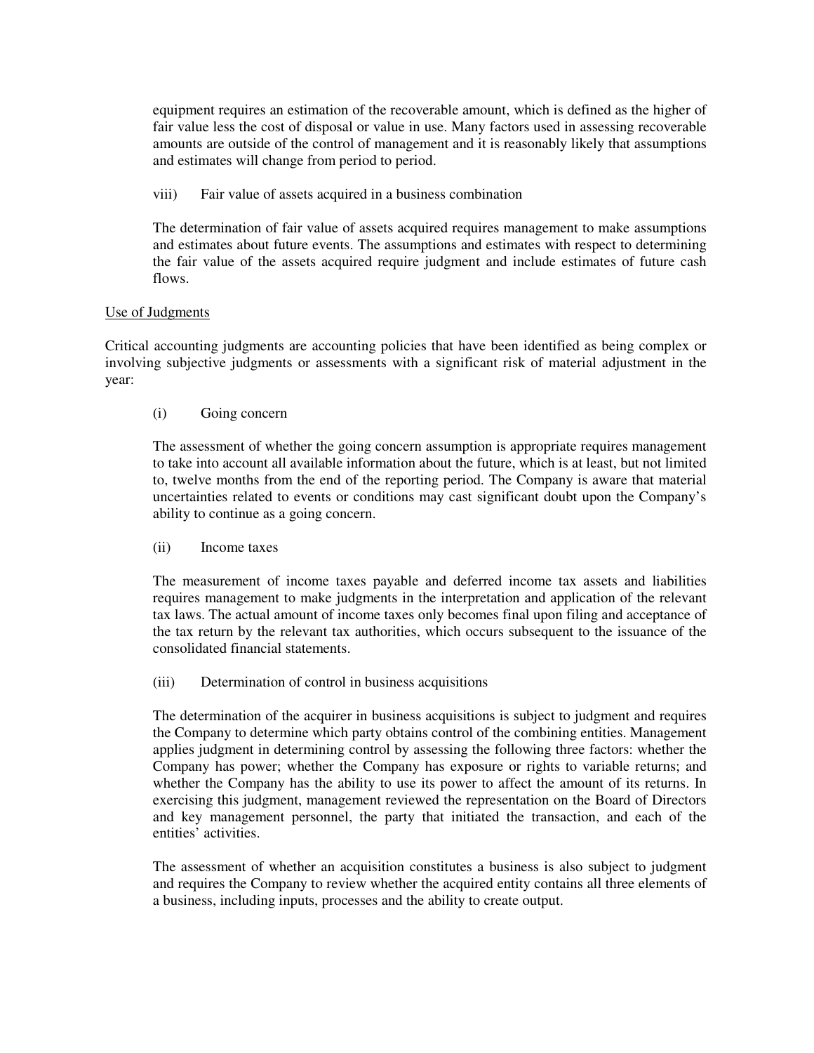equipment requires an estimation of the recoverable amount, which is defined as the higher of fair value less the cost of disposal or value in use. Many factors used in assessing recoverable amounts are outside of the control of management and it is reasonably likely that assumptions and estimates will change from period to period.

viii) Fair value of assets acquired in a business combination

The determination of fair value of assets acquired requires management to make assumptions and estimates about future events. The assumptions and estimates with respect to determining the fair value of the assets acquired require judgment and include estimates of future cash flows.

Use of Judgments

Critical accounting judgments are accounting policies that have been identified as being complex or involving subjective judgments or assessments with a significant risk of material adjustment in the year:

(i) Going concern

The assessment of whether the going concern assumption is appropriate requires management to take into account all available information about the future, which is at least, but not limited to, twelve months from the end of the reporting period. The Company is aware that material uncertainties related to events or conditions may cast significant doubt upon the Company's ability to continue as a going concern.

(ii) Income taxes

The measurement of income taxes payable and deferred income tax assets and liabilities requires management to make judgments in the interpretation and application of the relevant tax laws. The actual amount of income taxes only becomes final upon filing and acceptance of the tax return by the relevant tax authorities, which occurs subsequent to the issuance of the consolidated financial statements.

(iii) Determination of control in business acquisitions

The determination of the acquirer in business acquisitions is subject to judgment and requires the Company to determine which party obtains control of the combining entities. Management applies judgment in determining control by assessing the following three factors: whether the Company has power; whether the Company has exposure or rights to variable returns; and whether the Company has the ability to use its power to affect the amount of its returns. In exercising this judgment, management reviewed the representation on the Board of Directors and key management personnel, the party that initiated the transaction, and each of the entities' activities.

The assessment of whether an acquisition constitutes a business is also subject to judgment and requires the Company to review whether the acquired entity contains all three elements of a business, including inputs, processes and the ability to create output.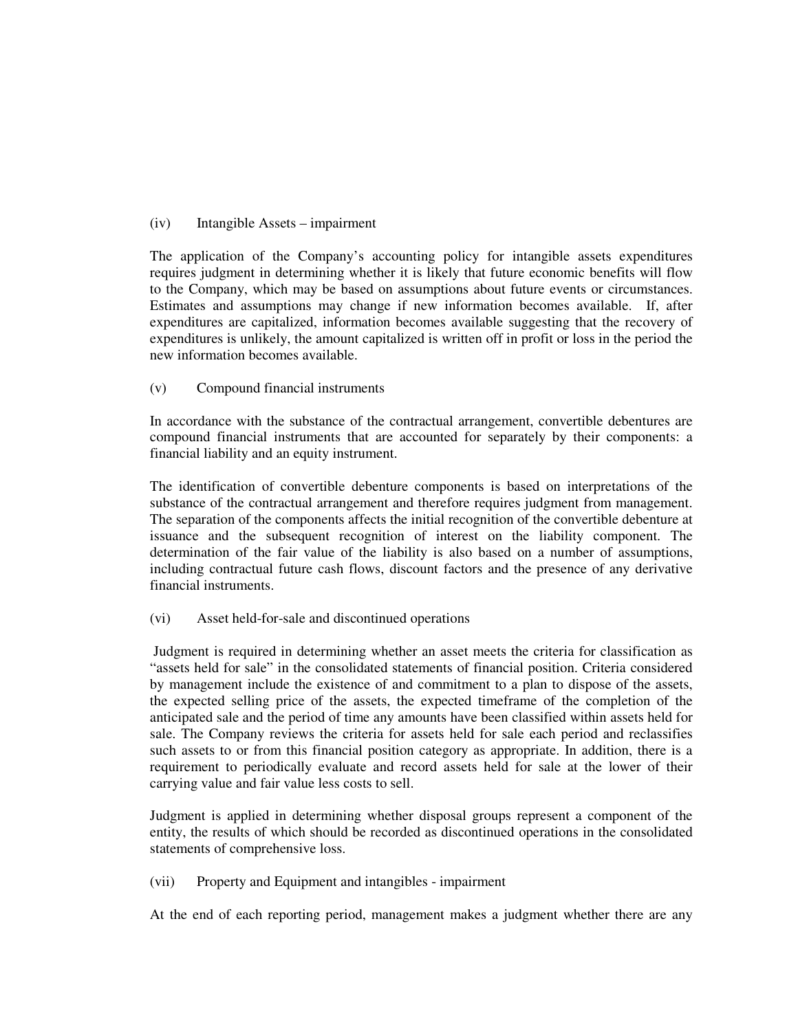(iv) Intangible Assets – impairment

The application of the Company's accounting policy for intangible assets expenditures requires judgment in determining whether it is likely that future economic benefits will flow to the Company, which may be based on assumptions about future events or circumstances. Estimates and assumptions may change if new information becomes available. If, after expenditures are capitalized, information becomes available suggesting that the recovery of expenditures is unlikely, the amount capitalized is written off in profit or loss in the period the new information becomes available.

(v) Compound financial instruments

In accordance with the substance of the contractual arrangement, convertible debentures are compound financial instruments that are accounted for separately by their components: a financial liability and an equity instrument.

The identification of convertible debenture components is based on interpretations of the substance of the contractual arrangement and therefore requires judgment from management. The separation of the components affects the initial recognition of the convertible debenture at issuance and the subsequent recognition of interest on the liability component. The determination of the fair value of the liability is also based on a number of assumptions, including contractual future cash flows, discount factors and the presence of any derivative financial instruments.

(vi) Asset held-for-sale and discontinued operations

Judgment is required in determining whether an asset meets the criteria for classification as "assets held for sale" in the consolidated statements of financial position. Criteria considered by management include the existence of and commitment to a plan to dispose of the assets, the expected selling price of the assets, the expected timeframe of the completion of the anticipated sale and the period of time any amounts have been classified within assets held for sale. The Company reviews the criteria for assets held for sale each period and reclassifies such assets to or from this financial position category as appropriate. In addition, there is a requirement to periodically evaluate and record assets held for sale at the lower of their carrying value and fair value less costs to sell.

Judgment is applied in determining whether disposal groups represent a component of the entity, the results of which should be recorded as discontinued operations in the consolidated statements of comprehensive loss.

(vii) Property and Equipment and intangibles - impairment

At the end of each reporting period, management makes a judgment whether there are any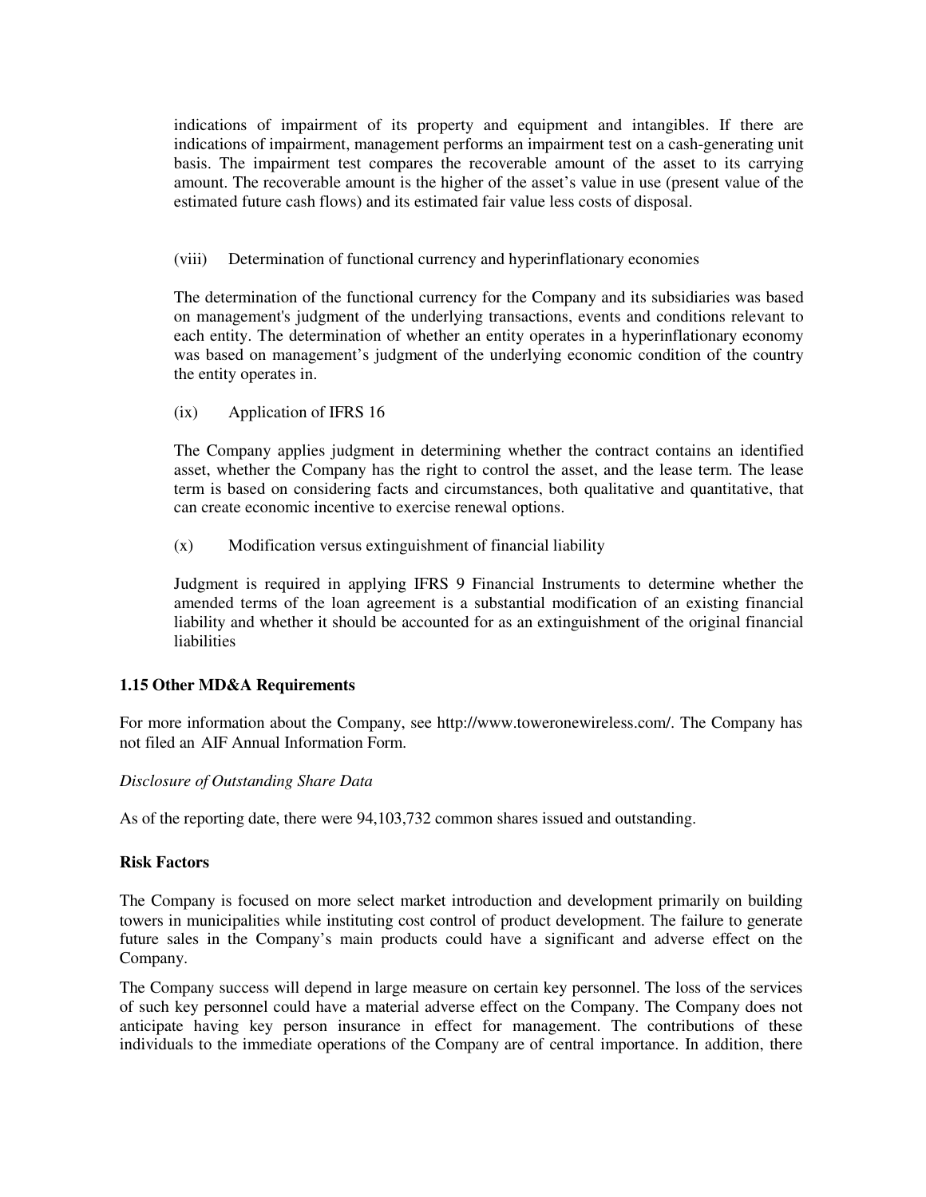indications of impairment of its property and equipment and intangibles. If there are indications of impairment, management performs an impairment test on a cash-generating unit basis. The impairment test compares the recoverable amount of the asset to its carrying amount. The recoverable amount is the higher of the asset's value in use (present value of the estimated future cash flows) and its estimated fair value less costs of disposal.

(viii) Determination of functional currency and hyperinflationary economies

The determination of the functional currency for the Company and its subsidiaries was based on management's judgment of the underlying transactions, events and conditions relevant to each entity. The determination of whether an entity operates in a hyperinflationary economy was based on management's judgment of the underlying economic condition of the country the entity operates in.

(ix) Application of IFRS 16

The Company applies judgment in determining whether the contract contains an identified asset, whether the Company has the right to control the asset, and the lease term. The lease term is based on considering facts and circumstances, both qualitative and quantitative, that can create economic incentive to exercise renewal options.

(x) Modification versus extinguishment of financial liability

Judgment is required in applying IFRS 9 Financial Instruments to determine whether the amended terms of the loan agreement is a substantial modification of an existing financial liability and whether it should be accounted for as an extinguishment of the original financial liabilities

### 1.15 Other MD&A Requirements

For more information about the Company, see http://www.toweronewireless.com/. The Company has not filed an AIF Annual Information Form.

*Disclosure of Outstanding Share Data*

As of the reporting date, there were 94,103,732 common shares issued and outstanding.

**Risk Factors**

The Company is focused on more select market introduction and development primarily on building towers in municipalities while instituting cost control of product development. The failure to generate future sales in the Company's main products could have a significant and adverse effect on the Company.

The Company success will depend in large measure on certain key personnel. The loss of the services of such key personnel could have a material adverse effect on the Company. The Company does not anticipate having key person insurance in effect for management. The contributions of these individuals to the immediate operations of the Company are of central importance. In addition, there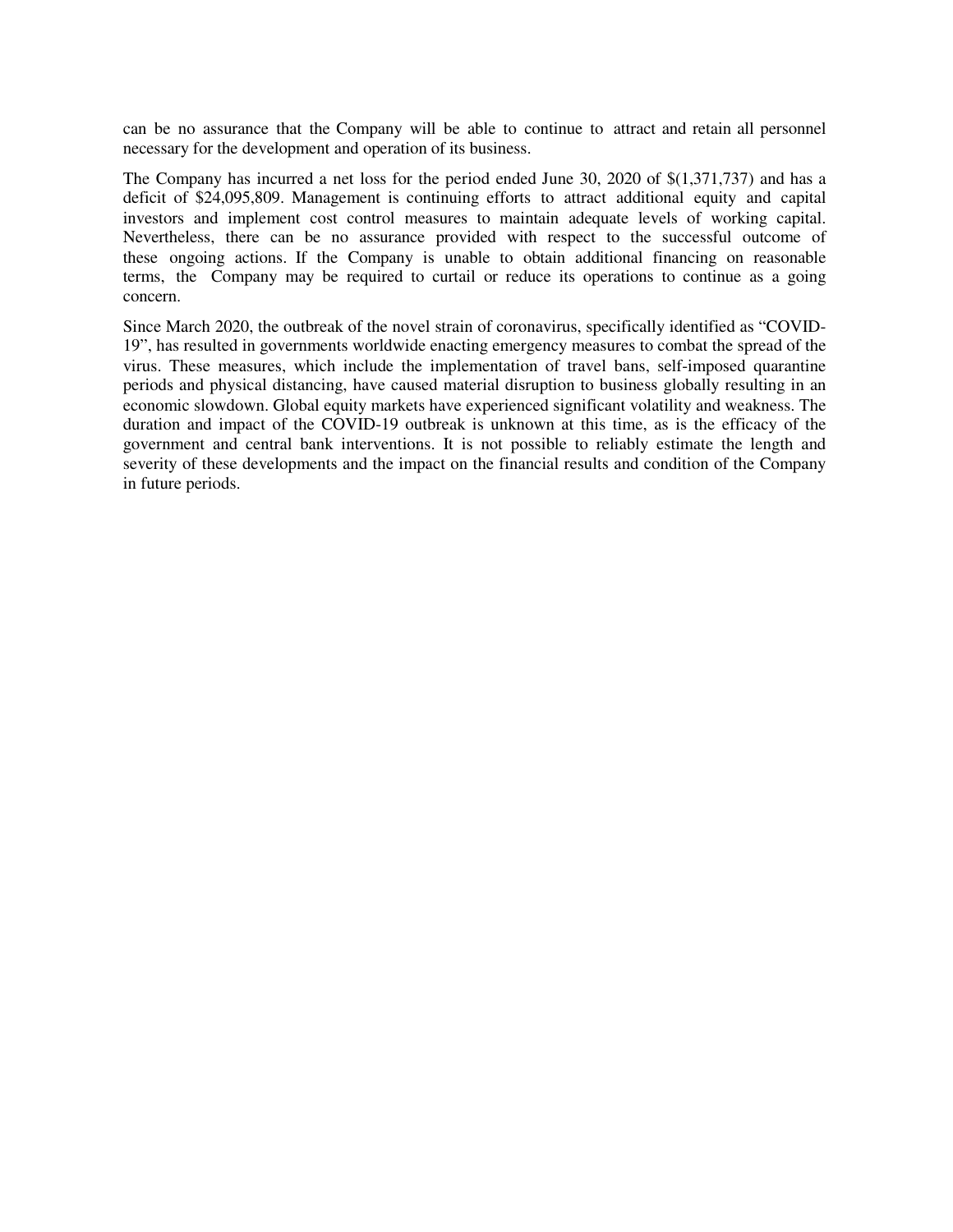can be no assurance that the Company will be able to continue to attract and retain all personnel necessary for the development and operation of its business.

The Company has incurred a net loss for the period ended June 30, 2020 of $(1,371,737) and has a deficit of $24,095,809. Management is continuing efforts to attract additional equity and capital investors and implement cost control measures to maintain adequate levels of working capital. Nevertheless, there can be no assurance provided with respect to the successful outcome of these ongoing actions. If the Company is unable to obtain additional financing on reasonable terms, the Company may be required to curtail or reduce its operations to continue as a going concern.

Since March 2020, the outbreak of the novel strain of coronavirus, specifically identified as "COVID-19", has resulted in governments worldwide enacting emergency measures to combat the spread of the virus. These measures, which include the implementation of travel bans, self-imposed quarantine periods and physical distancing, have caused material disruption to business globally resulting in an economic slowdown. Global equity markets have experienced significant volatility and weakness. The duration and impact of the COVID-19 outbreak is unknown at this time, as is the efficacy of the government and central bank interventions. It is not possible to reliably estimate the length and severity of these developments and the impact on the financial results and condition of the Company in future periods.